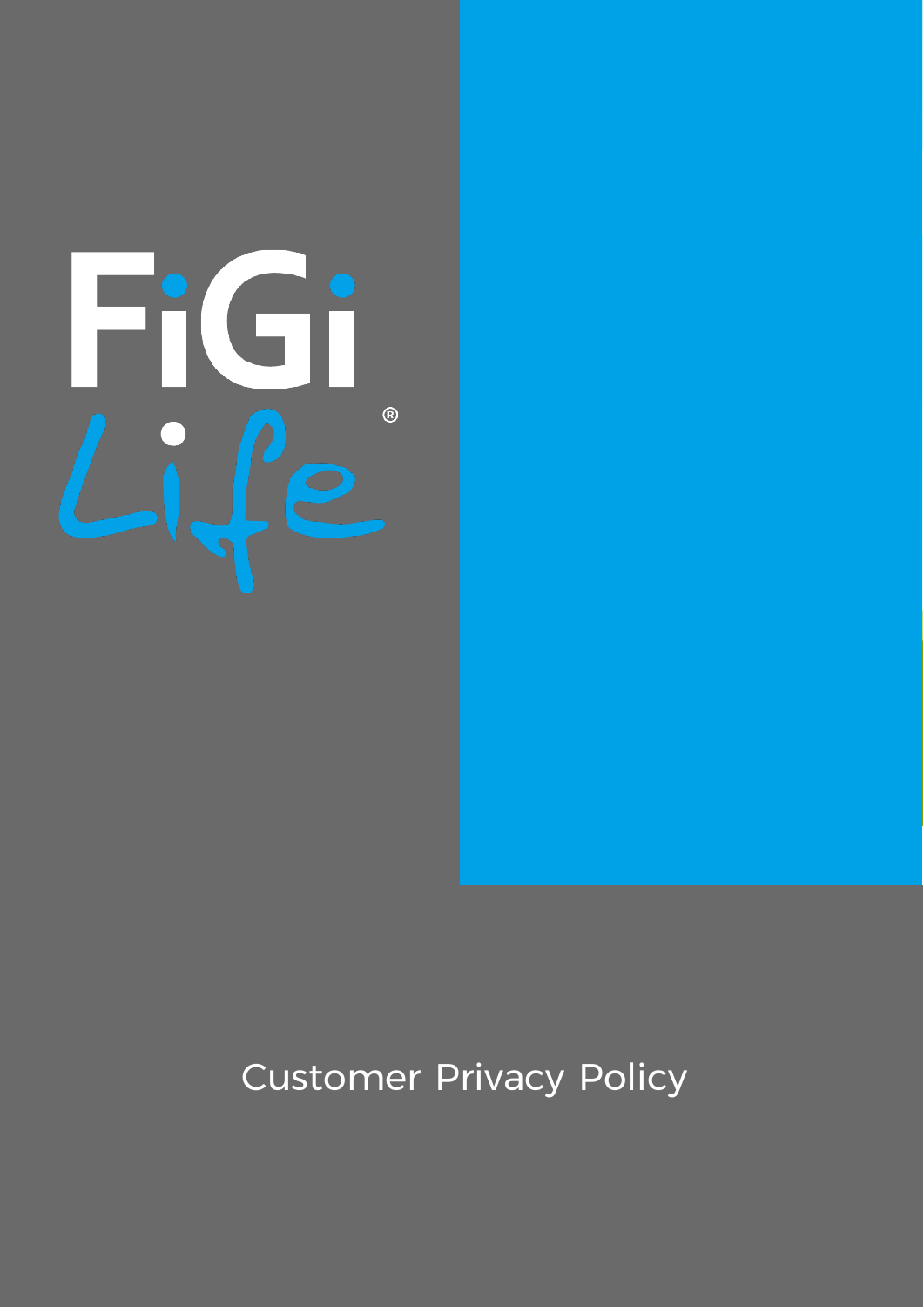FiGi Life®

# Customer Privacy Policy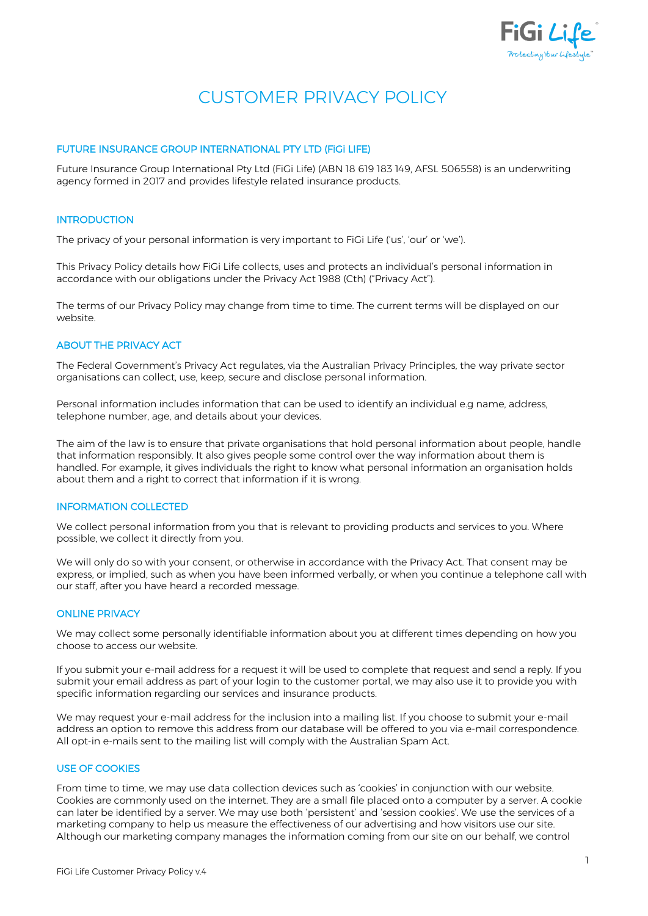# CUSTOMER PRIVACY POLICY

## FUTURE INSURANCE GROUP INTERNATIONAL PTY LTD (FiGi LIFE)

Future Insurance Group International Pty Ltd (FiGi Life) (ABN 18 619 183 149, AFSL 506558) is an underwriting agency formed in 2017 and provides lifestyle related insurance products.

## INTRODUCTION

The privacy of your personal information is very important to FiGi Life ('us', 'our' or 'we').

This Privacy Policy details how FiGi Life collects, uses and protects an individual's personal information in accordance with our obligations under the Privacy Act 1988 (Cth) ("Privacy Act").

The terms of our Privacy Policy may change from time to time. The current terms will be displayed on our website.

## ABOUT THE PRIVACY ACT

The Federal Government's Privacy Act regulates, via the Australian Privacy Principles, the way private sector organisations can collect, use, keep, secure and disclose personal information.

Personal information includes information that can be used to identify an individual e.g name, address, telephone number, age, and details about your devices.

The aim of the law is to ensure that private organisations that hold personal information about people, handle that information responsibly. It also gives people some control over the way information about them is handled. For example, it gives individuals the right to know what personal information an organisation holds about them and a right to correct that information if it is wrong.

## INFORMATION COLLECTED

We collect personal information from you that is relevant to providing products and services to you. Where possible, we collect it directly from you.

We will only do so with your consent, or otherwise in accordance with the Privacy Act. That consent may be express, or implied, such as when you have been informed verbally, or when you continue a telephone call with our staff, after you have heard a recorded message.

## ONLINE PRIVACY

We may collect some personally identifiable information about you at different times depending on how you choose to access our website.

If you submit your e-mail address for a request it will be used to complete that request and send a reply. If you submit your email address as part of your login to the customer portal, we may also use it to provide you with specific information regarding our services and insurance products.

We may request your e-mail address for the inclusion into a mailing list. If you choose to submit your e-mail address an option to remove this address from our database will be offered to you via e-mail correspondence. All opt-in e-mails sent to the mailing list will comply with the Australian Spam Act.

## USE OF COOKIES

From time to time, we may use data collection devices such as 'cookies' in conjunction with our website. Cookies are commonly used on the internet. They are a small file placed onto a computer by a server. A cookie can later be identified by a server. We may use both 'persistent' and 'session cookies'. We use the services of a marketing company to help us measure the effectiveness of our advertising and how visitors use our site. Although our marketing company manages the information coming from our site on our behalf, we control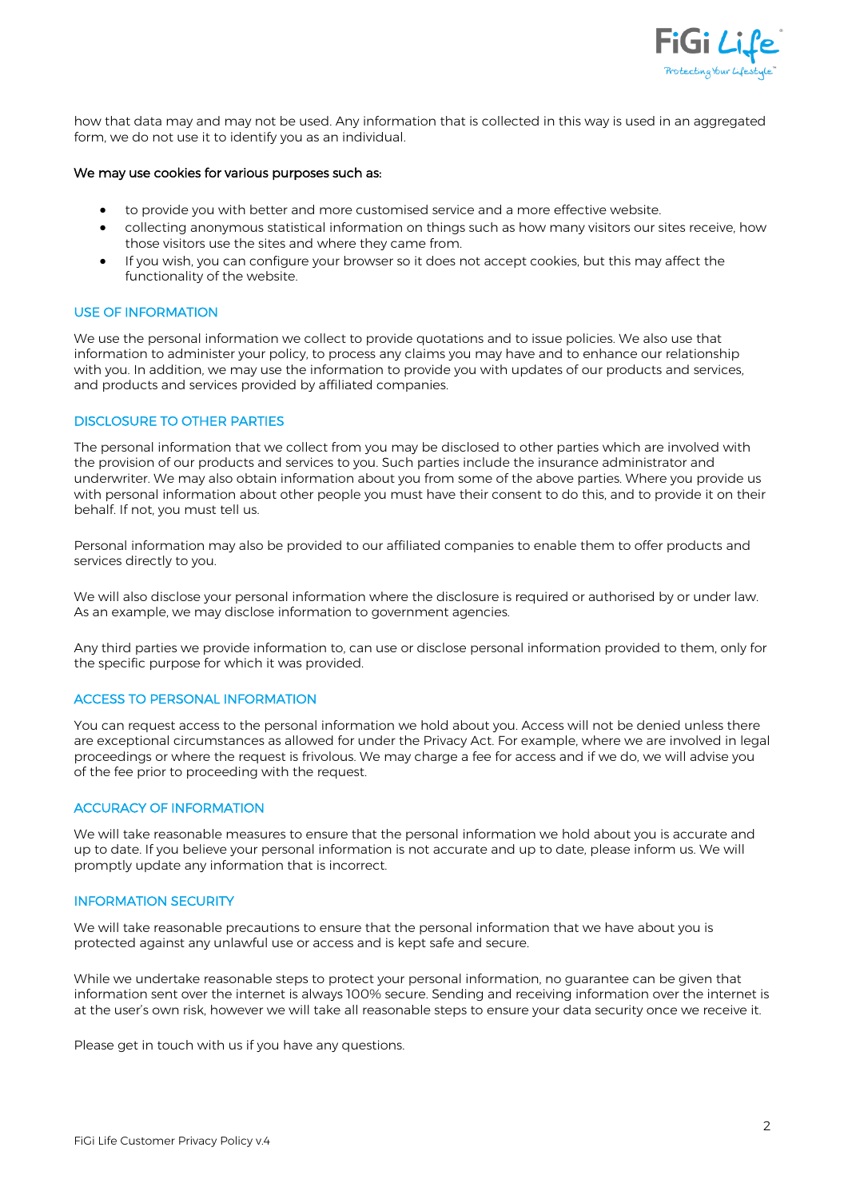how that data may and may not be used. Any information that is collected in this way is used in an aggregated form, we do not use it to identify you as an individual.

We may use cookies for various purposes such as:

- to provide you with better and more customised service and a more effective website.
- collecting anonymous statistical information on things such as how many visitors our sites receive, how those visitors use the sites and where they came from.
- If you wish, you can configure your browser so it does not accept cookies, but this may affect the functionality of the website.

## USE OF INFORMATION

We use the personal information we collect to provide quotations and to issue policies. We also use that information to administer your policy, to process any claims you may have and to enhance our relationship with you. In addition, we may use the information to provide you with updates of our products and services, and products and services provided by affiliated companies.

## DISCLOSURE TO OTHER PARTIES

The personal information that we collect from you may be disclosed to other parties which are involved with the provision of our products and services to you. Such parties include the insurance administrator and underwriter. We may also obtain information about you from some of the above parties. Where you provide us with personal information about other people you must have their consent to do this, and to provide it on their behalf. If not, you must tell us.

Personal information may also be provided to our affiliated companies to enable them to offer products and services directly to you.

We will also disclose your personal information where the disclosure is required or authorised by or under law. As an example, we may disclose information to government agencies.

Any third parties we provide information to, can use or disclose personal information provided to them, only for the specific purpose for which it was provided.

## ACCESS TO PERSONAL INFORMATION

You can request access to the personal information we hold about you. Access will not be denied unless there are exceptional circumstances as allowed for under the Privacy Act. For example, where we are involved in legal proceedings or where the request is frivolous. We may charge a fee for access and if we do, we will advise you of the fee prior to proceeding with the request.

## ACCURACY OF INFORMATION

We will take reasonable measures to ensure that the personal information we hold about you is accurate and up to date. If you believe your personal information is not accurate and up to date, please inform us. We will promptly update any information that is incorrect.

## INFORMATION SECURITY

We will take reasonable precautions to ensure that the personal information that we have about you is protected against any unlawful use or access and is kept safe and secure.

While we undertake reasonable steps to protect your personal information, no guarantee can be given that information sent over the internet is always 100% secure. Sending and receiving information over the internet is at the user's own risk, however we will take all reasonable steps to ensure your data security once we receive it.

Please get in touch with us if you have any questions.